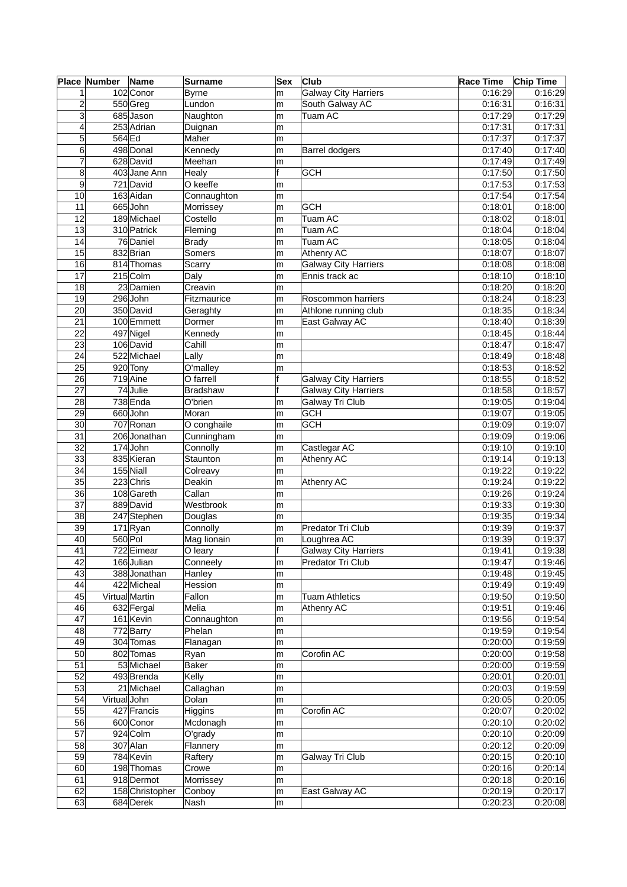| Place | Number | Name | Surname | Sex | Club | Race Time | Chip Time |
|---|---|---|---|---|---|---|---|
| 1 | 102 | Conor | Byrne | m | Galway City Harriers | 0:16:29 | 0:16:29 |
| 2 | 550 | Greg | Lundon | m | South Galway AC | 0:16:31 | 0:16:31 |
| 3 | 685 | Jason | Naughton | m | Tuam AC | 0:17:29 | 0:17:29 |
| 4 | 253 | Adrian | Duignan | m | | 0:17:31 | 0:17:31 |
| 5 | 564 | Ed | Maher | m | | 0:17:37 | 0:17:37 |
| 6 | 498 | Donal | Kennedy | m | Barrel dodgers | 0:17:40 | 0:17:40 |
| 7 | 628 | David | Meehan | m | | 0:17:49 | 0:17:49 |
| 8 | 403 | Jane Ann | Healy | f | GCH | 0:17:50 | 0:17:50 |
| 9 | 721 | David | O keeffe | m | | 0:17:53 | 0:17:53 |
| 10 | 163 | Aidan | Connaughton | m | | 0:17:54 | 0:17:54 |
| 11 | 665 | John | Morrissey | m | GCH | 0:18:01 | 0:18:00 |
| 12 | 189 | Michael | Costello | m | Tuam AC | 0:18:02 | 0:18:01 |
| 13 | 310 | Patrick | Fleming | m | Tuam AC | 0:18:04 | 0:18:04 |
| 14 | 76 | Daniel | Brady | m | Tuam AC | 0:18:05 | 0:18:04 |
| 15 | 832 | Brian | Somers | m | Athenry AC | 0:18:07 | 0:18:07 |
| 16 | 814 | Thomas | Scarry | m | Galway City Harriers | 0:18:08 | 0:18:08 |
| 17 | 215 | Colm | Daly | m | Ennis track ac | 0:18:10 | 0:18:10 |
| 18 | 23 | Damien | Creavin | m | | 0:18:20 | 0:18:20 |
| 19 | 296 | John | Fitzmaurice | m | Roscommon harriers | 0:18:24 | 0:18:23 |
| 20 | 350 | David | Geraghty | m | Athlone running club | 0:18:35 | 0:18:34 |
| 21 | 100 | Emmett | Dormer | m | East Galway AC | 0:18:40 | 0:18:39 |
| 22 | 497 | Nigel | Kennedy | m | | 0:18:45 | 0:18:44 |
| 23 | 106 | David | Cahill | m | | 0:18:47 | 0:18:47 |
| 24 | 522 | Michael | Lally | m | | 0:18:49 | 0:18:48 |
| 25 | 920 | Tony | O'malley | m | | 0:18:53 | 0:18:52 |
| 26 | 719 | Aine | O farrell | f | Galway City Harriers | 0:18:55 | 0:18:52 |
| 27 | 74 | Julie | Bradshaw | f | Galway City Harriers | 0:18:58 | 0:18:57 |
| 28 | 738 | Enda | O'brien | m | Galway Tri Club | 0:19:05 | 0:19:04 |
| 29 | 660 | John | Moran | m | GCH | 0:19:07 | 0:19:05 |
| 30 | 707 | Ronan | O conghaile | m | GCH | 0:19:09 | 0:19:07 |
| 31 | 206 | Jonathan | Cunningham | m | | 0:19:09 | 0:19:06 |
| 32 | 174 | John | Connolly | m | Castlegar AC | 0:19:10 | 0:19:10 |
| 33 | 835 | Kieran | Staunton | m | Athenry AC | 0:19:14 | 0:19:13 |
| 34 | 155 | Niall | Colreavy | m | | 0:19:22 | 0:19:22 |
| 35 | 223 | Chris | Deakin | m | Athenry AC | 0:19:24 | 0:19:22 |
| 36 | 108 | Gareth | Callan | m | | 0:19:26 | 0:19:24 |
| 37 | 889 | David | Westbrook | m | | 0:19:33 | 0:19:30 |
| 38 | 247 | Stephen | Douglas | m | | 0:19:35 | 0:19:34 |
| 39 | 171 | Ryan | Connolly | m | Predator Tri Club | 0:19:39 | 0:19:37 |
| 40 | 560 | Pol | Mag lionain | m | Loughrea AC | 0:19:39 | 0:19:37 |
| 41 | 722 | Eimear | O leary | f | Galway City Harriers | 0:19:41 | 0:19:38 |
| 42 | 166 | Julian | Conneely | m | Predator Tri Club | 0:19:47 | 0:19:46 |
| 43 | 388 | Jonathan | Hanley | m | | 0:19:48 | 0:19:45 |
| 44 | 422 | Micheal | Hession | m | | 0:19:49 | 0:19:49 |
| 45 | Virtual | Martin | Fallon | m | Tuam Athletics | 0:19:50 | 0:19:50 |
| 46 | 632 | Fergal | Melia | m | Athenry AC | 0:19:51 | 0:19:46 |
| 47 | 161 | Kevin | Connaughton | m | | 0:19:56 | 0:19:54 |
| 48 | 772 | Barry | Phelan | m | | 0:19:59 | 0:19:54 |
| 49 | 304 | Tomas | Flanagan | m | | 0:20:00 | 0:19:59 |
| 50 | 802 | Tomas | Ryan | m | Corofin AC | 0:20:00 | 0:19:58 |
| 51 | 53 | Michael | Baker | m | | 0:20:00 | 0:19:59 |
| 52 | 493 | Brenda | Kelly | m | | 0:20:01 | 0:20:01 |
| 53 | 21 | Michael | Callaghan | m | | 0:20:03 | 0:19:59 |
| 54 | Virtual | John | Dolan | m | | 0:20:05 | 0:20:05 |
| 55 | 427 | Francis | Higgins | m | Corofin AC | 0:20:07 | 0:20:02 |
| 56 | 600 | Conor | Mcdonagh | m | | 0:20:10 | 0:20:02 |
| 57 | 924 | Colm | O'grady | m | | 0:20:10 | 0:20:09 |
| 58 | 307 | Alan | Flannery | m | | 0:20:12 | 0:20:09 |
| 59 | 784 | Kevin | Raftery | m | Galway Tri Club | 0:20:15 | 0:20:10 |
| 60 | 198 | Thomas | Crowe | m | | 0:20:16 | 0:20:14 |
| 61 | 918 | Dermot | Morrissey | m | | 0:20:18 | 0:20:16 |
| 62 | 158 | Christopher | Conboy | m | East Galway AC | 0:20:19 | 0:20:17 |
| 63 | 684 | Derek | Nash | m | | 0:20:23 | 0:20:08 |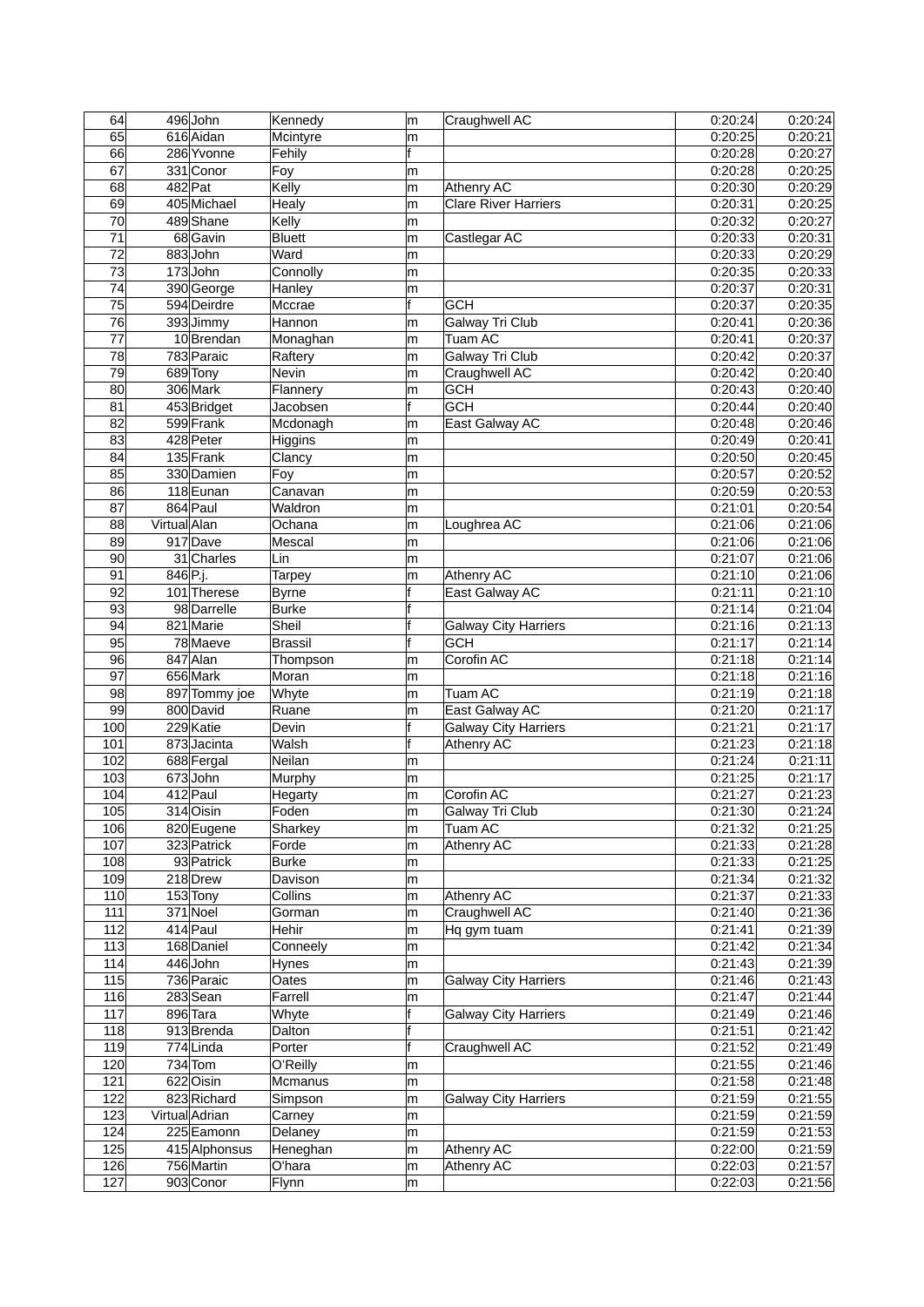| | | | | | | | |
|---|---|---|---|---|---|---|---|
| 64 | 496 | John | Kennedy | m | Craughwell AC | 0:20:24 | 0:20:24 |
| 65 | 616 | Aidan | Mcintyre | m | | 0:20:25 | 0:20:21 |
| 66 | 286 | Yvonne | Fehily | f | | 0:20:28 | 0:20:27 |
| 67 | 331 | Conor | Foy | m | | 0:20:28 | 0:20:25 |
| 68 | 482 | Pat | Kelly | m | Athenry AC | 0:20:30 | 0:20:29 |
| 69 | 405 | Michael | Healy | m | Clare River Harriers | 0:20:31 | 0:20:25 |
| 70 | 489 | Shane | Kelly | m | | 0:20:32 | 0:20:27 |
| 71 | 68 | Gavin | Bluett | m | Castlegar AC | 0:20:33 | 0:20:31 |
| 72 | 883 | John | Ward | m | | 0:20:33 | 0:20:29 |
| 73 | 173 | John | Connolly | m | | 0:20:35 | 0:20:33 |
| 74 | 390 | George | Hanley | m | | 0:20:37 | 0:20:31 |
| 75 | 594 | Deirdre | Mccrae | f | GCH | 0:20:37 | 0:20:35 |
| 76 | 393 | Jimmy | Hannon | m | Galway Tri Club | 0:20:41 | 0:20:36 |
| 77 | 10 | Brendan | Monaghan | m | Tuam AC | 0:20:41 | 0:20:37 |
| 78 | 783 | Paraic | Raftery | m | Galway Tri Club | 0:20:42 | 0:20:37 |
| 79 | 689 | Tony | Nevin | m | Craughwell AC | 0:20:42 | 0:20:40 |
| 80 | 306 | Mark | Flannery | m | GCH | 0:20:43 | 0:20:40 |
| 81 | 453 | Bridget | Jacobsen | f | GCH | 0:20:44 | 0:20:40 |
| 82 | 599 | Frank | Mcdonagh | m | East Galway AC | 0:20:48 | 0:20:46 |
| 83 | 428 | Peter | Higgins | m | | 0:20:49 | 0:20:41 |
| 84 | 135 | Frank | Clancy | m | | 0:20:50 | 0:20:45 |
| 85 | 330 | Damien | Foy | m | | 0:20:57 | 0:20:52 |
| 86 | 118 | Eunan | Canavan | m | | 0:20:59 | 0:20:53 |
| 87 | 864 | Paul | Waldron | m | | 0:21:01 | 0:20:54 |
| 88 | Virtual | Alan | Ochana | m | Loughrea AC | 0:21:06 | 0:21:06 |
| 89 | 917 | Dave | Mescal | m | | 0:21:06 | 0:21:06 |
| 90 | 31 | Charles | Lin | m | | 0:21:07 | 0:21:06 |
| 91 | 846 | P.j. | Tarpey | m | Athenry AC | 0:21:10 | 0:21:06 |
| 92 | 101 | Therese | Byrne | f | East Galway AC | 0:21:11 | 0:21:10 |
| 93 | 98 | Darrelle | Burke | f | | 0:21:14 | 0:21:04 |
| 94 | 821 | Marie | Sheil | f | Galway City Harriers | 0:21:16 | 0:21:13 |
| 95 | 78 | Maeve | Brassil | f | GCH | 0:21:17 | 0:21:14 |
| 96 | 847 | Alan | Thompson | m | Corofin AC | 0:21:18 | 0:21:14 |
| 97 | 656 | Mark | Moran | m | | 0:21:18 | 0:21:16 |
| 98 | 897 | Tommy joe | Whyte | m | Tuam AC | 0:21:19 | 0:21:18 |
| 99 | 800 | David | Ruane | m | East Galway AC | 0:21:20 | 0:21:17 |
| 100 | 229 | Katie | Devin | f | Galway City Harriers | 0:21:21 | 0:21:17 |
| 101 | 873 | Jacinta | Walsh | f | Athenry AC | 0:21:23 | 0:21:18 |
| 102 | 688 | Fergal | Neilan | m | | 0:21:24 | 0:21:11 |
| 103 | 673 | John | Murphy | m | | 0:21:25 | 0:21:17 |
| 104 | 412 | Paul | Hegarty | m | Corofin AC | 0:21:27 | 0:21:23 |
| 105 | 314 | Oisin | Foden | m | Galway Tri Club | 0:21:30 | 0:21:24 |
| 106 | 820 | Eugene | Sharkey | m | Tuam AC | 0:21:32 | 0:21:25 |
| 107 | 323 | Patrick | Forde | m | Athenry AC | 0:21:33 | 0:21:28 |
| 108 | 93 | Patrick | Burke | m | | 0:21:33 | 0:21:25 |
| 109 | 218 | Drew | Davison | m | | 0:21:34 | 0:21:32 |
| 110 | 153 | Tony | Collins | m | Athenry AC | 0:21:37 | 0:21:33 |
| 111 | 371 | Noel | Gorman | m | Craughwell AC | 0:21:40 | 0:21:36 |
| 112 | 414 | Paul | Hehir | m | Hq gym tuam | 0:21:41 | 0:21:39 |
| 113 | 168 | Daniel | Conneely | m | | 0:21:42 | 0:21:34 |
| 114 | 446 | John | Hynes | m | | 0:21:43 | 0:21:39 |
| 115 | 736 | Paraic | Oates | m | Galway City Harriers | 0:21:46 | 0:21:43 |
| 116 | 283 | Sean | Farrell | m | | 0:21:47 | 0:21:44 |
| 117 | 896 | Tara | Whyte | f | Galway City Harriers | 0:21:49 | 0:21:46 |
| 118 | 913 | Brenda | Dalton | f | | 0:21:51 | 0:21:42 |
| 119 | 774 | Linda | Porter | f | Craughwell AC | 0:21:52 | 0:21:49 |
| 120 | 734 | Tom | O'Reilly | m | | 0:21:55 | 0:21:46 |
| 121 | 622 | Oisin | Mcmanus | m | | 0:21:58 | 0:21:48 |
| 122 | 823 | Richard | Simpson | m | Galway City Harriers | 0:21:59 | 0:21:55 |
| 123 | Virtual | Adrian | Carney | m | | 0:21:59 | 0:21:59 |
| 124 | 225 | Eamonn | Delaney | m | | 0:21:59 | 0:21:53 |
| 125 | 415 | Alphonsus | Heneghan | m | Athenry AC | 0:22:00 | 0:21:59 |
| 126 | 756 | Martin | O'hara | m | Athenry AC | 0:22:03 | 0:21:57 |
| 127 | 903 | Conor | Flynn | m | | 0:22:03 | 0:21:56 |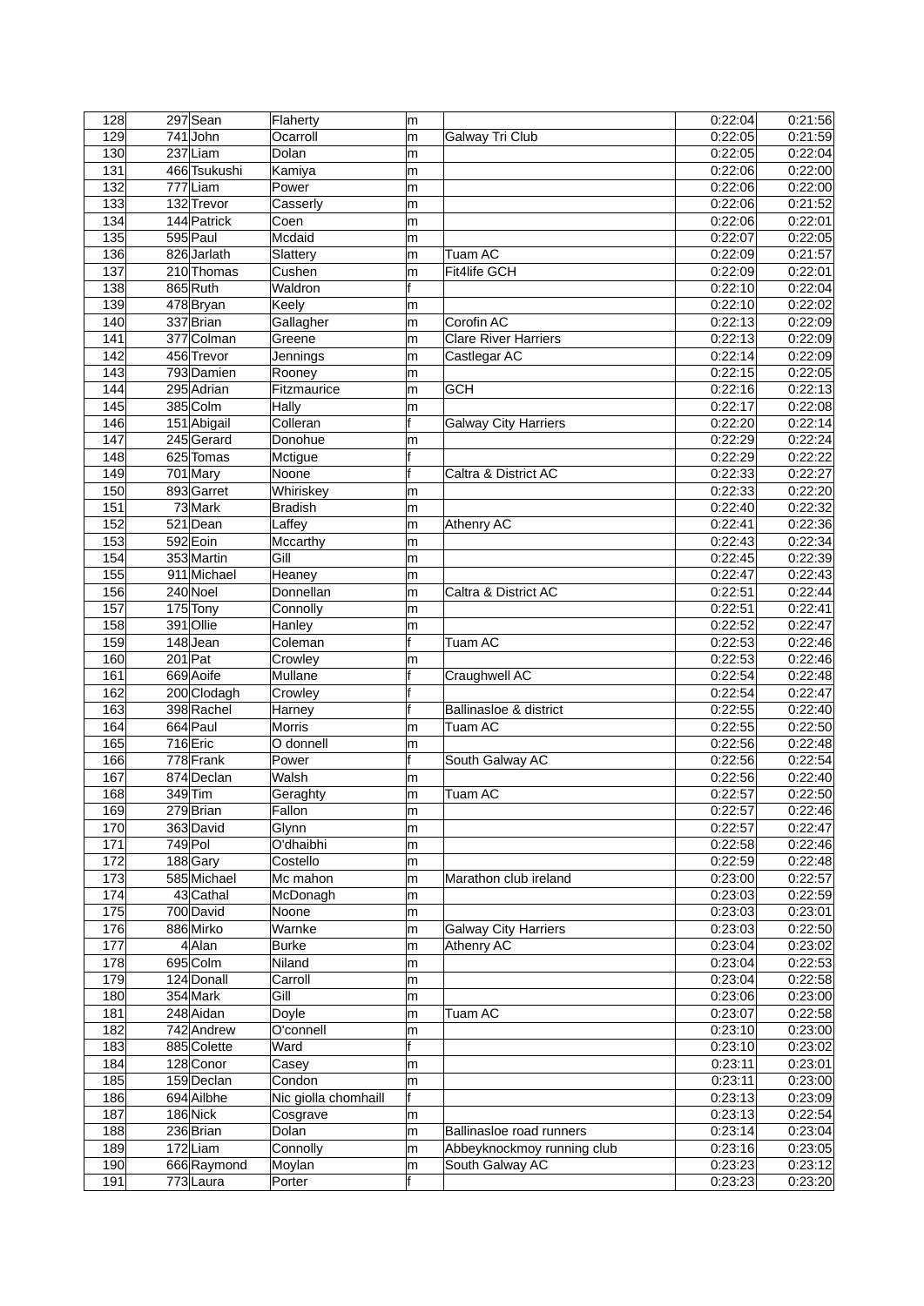| | | | | | | | |
|---|---|---|---|---|---|---|---|
| 128 | 297 | Sean | Flaherty | m | | 0:22:04 | 0:21:56 |
| 129 | 741 | John | Ocarroll | m | Galway Tri Club | 0:22:05 | 0:21:59 |
| 130 | 237 | Liam | Dolan | m | | 0:22:05 | 0:22:04 |
| 131 | 466 | Tsukushi | Kamiya | m | | 0:22:06 | 0:22:00 |
| 132 | 777 | Liam | Power | m | | 0:22:06 | 0:22:00 |
| 133 | 132 | Trevor | Casserly | m | | 0:22:06 | 0:21:52 |
| 134 | 144 | Patrick | Coen | m | | 0:22:06 | 0:22:01 |
| 135 | 595 | Paul | Mcdaid | m | | 0:22:07 | 0:22:05 |
| 136 | 826 | Jarlath | Slattery | m | Tuam AC | 0:22:09 | 0:21:57 |
| 137 | 210 | Thomas | Cushen | m | Fit4life GCH | 0:22:09 | 0:22:01 |
| 138 | 865 | Ruth | Waldron | f | | 0:22:10 | 0:22:04 |
| 139 | 478 | Bryan | Keely | m | | 0:22:10 | 0:22:02 |
| 140 | 337 | Brian | Gallagher | m | Corofin AC | 0:22:13 | 0:22:09 |
| 141 | 377 | Colman | Greene | m | Clare River Harriers | 0:22:13 | 0:22:09 |
| 142 | 456 | Trevor | Jennings | m | Castlegar AC | 0:22:14 | 0:22:09 |
| 143 | 793 | Damien | Rooney | m | | 0:22:15 | 0:22:05 |
| 144 | 295 | Adrian | Fitzmaurice | m | GCH | 0:22:16 | 0:22:13 |
| 145 | 385 | Colm | Hally | m | | 0:22:17 | 0:22:08 |
| 146 | 151 | Abigail | Colleran | f | Galway City Harriers | 0:22:20 | 0:22:14 |
| 147 | 245 | Gerard | Donohue | m | | 0:22:29 | 0:22:24 |
| 148 | 625 | Tomas | Mctigue | f | | 0:22:29 | 0:22:22 |
| 149 | 701 | Mary | Noone | f | Caltra & District AC | 0:22:33 | 0:22:27 |
| 150 | 893 | Garret | Whiriskey | m | | 0:22:33 | 0:22:20 |
| 151 | 73 | Mark | Bradish | m | | 0:22:40 | 0:22:32 |
| 152 | 521 | Dean | Laffey | m | Athenry AC | 0:22:41 | 0:22:36 |
| 153 | 592 | Eoin | Mccarthy | m | | 0:22:43 | 0:22:34 |
| 154 | 353 | Martin | Gill | m | | 0:22:45 | 0:22:39 |
| 155 | 911 | Michael | Heaney | m | | 0:22:47 | 0:22:43 |
| 156 | 240 | Noel | Donnellan | m | Caltra & District AC | 0:22:51 | 0:22:44 |
| 157 | 175 | Tony | Connolly | m | | 0:22:51 | 0:22:41 |
| 158 | 391 | Ollie | Hanley | m | | 0:22:52 | 0:22:47 |
| 159 | 148 | Jean | Coleman | f | Tuam AC | 0:22:53 | 0:22:46 |
| 160 | 201 | Pat | Crowley | m | | 0:22:53 | 0:22:46 |
| 161 | 669 | Aoife | Mullane | f | Craughwell AC | 0:22:54 | 0:22:48 |
| 162 | 200 | Clodagh | Crowley | f | | 0:22:54 | 0:22:47 |
| 163 | 398 | Rachel | Harney | f | Ballinasloe & district | 0:22:55 | 0:22:40 |
| 164 | 664 | Paul | Morris | m | Tuam AC | 0:22:55 | 0:22:50 |
| 165 | 716 | Eric | O donnell | m | | 0:22:56 | 0:22:48 |
| 166 | 778 | Frank | Power | f | South Galway AC | 0:22:56 | 0:22:54 |
| 167 | 874 | Declan | Walsh | m | | 0:22:56 | 0:22:40 |
| 168 | 349 | Tim | Geraghty | m | Tuam AC | 0:22:57 | 0:22:50 |
| 169 | 279 | Brian | Fallon | m | | 0:22:57 | 0:22:46 |
| 170 | 363 | David | Glynn | m | | 0:22:57 | 0:22:47 |
| 171 | 749 | Pol | O'dhaibhi | m | | 0:22:58 | 0:22:46 |
| 172 | 188 | Gary | Costello | m | | 0:22:59 | 0:22:48 |
| 173 | 585 | Michael | Mc mahon | m | Marathon club ireland | 0:23:00 | 0:22:57 |
| 174 | 43 | Cathal | McDonagh | m | | 0:23:03 | 0:22:59 |
| 175 | 700 | David | Noone | m | | 0:23:03 | 0:23:01 |
| 176 | 886 | Mirko | Warnke | m | Galway City Harriers | 0:23:03 | 0:22:50 |
| 177 | 4 | Alan | Burke | m | Athenry AC | 0:23:04 | 0:23:02 |
| 178 | 695 | Colm | Niland | m | | 0:23:04 | 0:22:53 |
| 179 | 124 | Donall | Carroll | m | | 0:23:04 | 0:22:58 |
| 180 | 354 | Mark | Gill | m | | 0:23:06 | 0:23:00 |
| 181 | 248 | Aidan | Doyle | m | Tuam AC | 0:23:07 | 0:22:58 |
| 182 | 742 | Andrew | O'connell | m | | 0:23:10 | 0:23:00 |
| 183 | 885 | Colette | Ward | f | | 0:23:10 | 0:23:02 |
| 184 | 128 | Conor | Casey | m | | 0:23:11 | 0:23:01 |
| 185 | 159 | Declan | Condon | m | | 0:23:11 | 0:23:00 |
| 186 | 694 | Ailbhe | Nic giolla chomhaill | f | | 0:23:13 | 0:23:09 |
| 187 | 186 | Nick | Cosgrave | m | | 0:23:13 | 0:22:54 |
| 188 | 236 | Brian | Dolan | m | Ballinasloe road runners | 0:23:14 | 0:23:04 |
| 189 | 172 | Liam | Connolly | m | Abbeyknockmoy running club | 0:23:16 | 0:23:05 |
| 190 | 666 | Raymond | Moylan | m | South Galway AC | 0:23:23 | 0:23:12 |
| 191 | 773 | Laura | Porter | f | | 0:23:23 | 0:23:20 |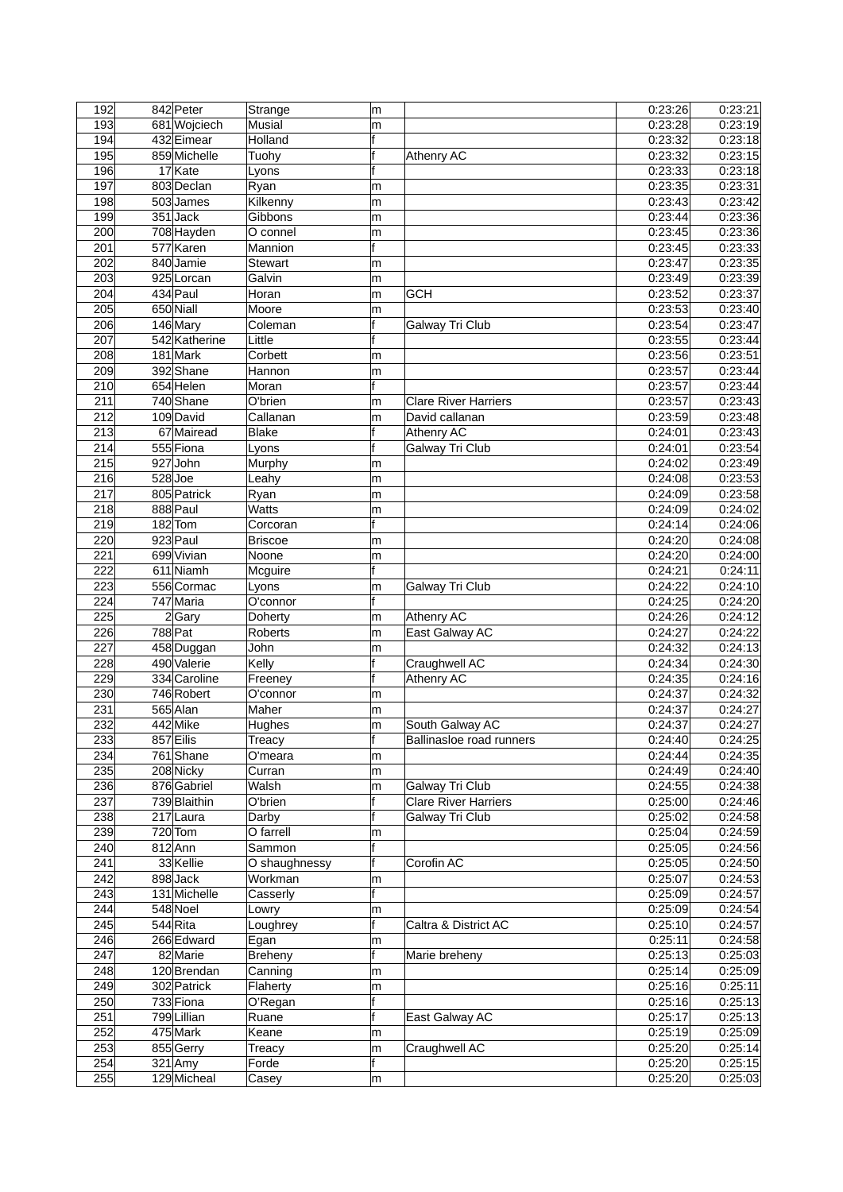| 192 | 842 | Peter | Strange | m | | 0:23:26 | 0:23:21 |
|---|---|---|---|---|---|---|---|
| 193 | 681 | Wojciech | Musial | m | | 0:23:28 | 0:23:19 |
| 194 | 432 | Eimear | Holland | f | | 0:23:32 | 0:23:18 |
| 195 | 859 | Michelle | Tuohy | f | Athenry AC | 0:23:32 | 0:23:15 |
| 196 | 17 | Kate | Lyons | f | | 0:23:33 | 0:23:18 |
| 197 | 803 | Declan | Ryan | m | | 0:23:35 | 0:23:31 |
| 198 | 503 | James | Kilkenny | m | | 0:23:43 | 0:23:42 |
| 199 | 351 | Jack | Gibbons | m | | 0:23:44 | 0:23:36 |
| 200 | 708 | Hayden | O connel | m | | 0:23:45 | 0:23:36 |
| 201 | 577 | Karen | Mannion | f | | 0:23:45 | 0:23:33 |
| 202 | 840 | Jamie | Stewart | m | | 0:23:47 | 0:23:35 |
| 203 | 925 | Lorcan | Galvin | m | | 0:23:49 | 0:23:39 |
| 204 | 434 | Paul | Horan | m | GCH | 0:23:52 | 0:23:37 |
| 205 | 650 | Niall | Moore | m | | 0:23:53 | 0:23:40 |
| 206 | 146 | Mary | Coleman | f | Galway Tri Club | 0:23:54 | 0:23:47 |
| 207 | 542 | Katherine | Little | f | | 0:23:55 | 0:23:44 |
| 208 | 181 | Mark | Corbett | m | | 0:23:56 | 0:23:51 |
| 209 | 392 | Shane | Hannon | m | | 0:23:57 | 0:23:44 |
| 210 | 654 | Helen | Moran | f | | 0:23:57 | 0:23:44 |
| 211 | 740 | Shane | O'brien | m | Clare River Harriers | 0:23:57 | 0:23:43 |
| 212 | 109 | David | Callanan | m | David callanan | 0:23:59 | 0:23:48 |
| 213 | 67 | Mairead | Blake | f | Athenry AC | 0:24:01 | 0:23:43 |
| 214 | 555 | Fiona | Lyons | f | Galway Tri Club | 0:24:01 | 0:23:54 |
| 215 | 927 | John | Murphy | m | | 0:24:02 | 0:23:49 |
| 216 | 528 | Joe | Leahy | m | | 0:24:08 | 0:23:53 |
| 217 | 805 | Patrick | Ryan | m | | 0:24:09 | 0:23:58 |
| 218 | 888 | Paul | Watts | m | | 0:24:09 | 0:24:02 |
| 219 | 182 | Tom | Corcoran | f | | 0:24:14 | 0:24:06 |
| 220 | 923 | Paul | Briscoe | m | | 0:24:20 | 0:24:08 |
| 221 | 699 | Vivian | Noone | m | | 0:24:20 | 0:24:00 |
| 222 | 611 | Niamh | Mcguire | f | | 0:24:21 | 0:24:11 |
| 223 | 556 | Cormac | Lyons | m | Galway Tri Club | 0:24:22 | 0:24:10 |
| 224 | 747 | Maria | O'connor | f | | 0:24:25 | 0:24:20 |
| 225 | 2 | Gary | Doherty | m | Athenry AC | 0:24:26 | 0:24:12 |
| 226 | 788 | Pat | Roberts | m | East Galway AC | 0:24:27 | 0:24:22 |
| 227 | 458 | Duggan | John | m | | 0:24:32 | 0:24:13 |
| 228 | 490 | Valerie | Kelly | f | Craughwell AC | 0:24:34 | 0:24:30 |
| 229 | 334 | Caroline | Freeney | f | Athenry AC | 0:24:35 | 0:24:16 |
| 230 | 746 | Robert | O'connor | m | | 0:24:37 | 0:24:32 |
| 231 | 565 | Alan | Maher | m | | 0:24:37 | 0:24:27 |
| 232 | 442 | Mike | Hughes | m | South Galway AC | 0:24:37 | 0:24:27 |
| 233 | 857 | Eilis | Treacy | f | Ballinasloe road runners | 0:24:40 | 0:24:25 |
| 234 | 761 | Shane | O'meara | m | | 0:24:44 | 0:24:35 |
| 235 | 208 | Nicky | Curran | m | | 0:24:49 | 0:24:40 |
| 236 | 876 | Gabriel | Walsh | m | Galway Tri Club | 0:24:55 | 0:24:38 |
| 237 | 739 | Blaithin | O'brien | f | Clare River Harriers | 0:25:00 | 0:24:46 |
| 238 | 217 | Laura | Darby | f | Galway Tri Club | 0:25:02 | 0:24:58 |
| 239 | 720 | Tom | O farrell | m | | 0:25:04 | 0:24:59 |
| 240 | 812 | Ann | Sammon | f | | 0:25:05 | 0:24:56 |
| 241 | 33 | Kellie | O shaughnessy | f | Corofin AC | 0:25:05 | 0:24:50 |
| 242 | 898 | Jack | Workman | m | | 0:25:07 | 0:24:53 |
| 243 | 131 | Michelle | Casserly | f | | 0:25:09 | 0:24:57 |
| 244 | 548 | Noel | Lowry | m | | 0:25:09 | 0:24:54 |
| 245 | 544 | Rita | Loughrey | f | Caltra & District AC | 0:25:10 | 0:24:57 |
| 246 | 266 | Edward | Egan | m | | 0:25:11 | 0:24:58 |
| 247 | 82 | Marie | Breheny | f | Marie breheny | 0:25:13 | 0:25:03 |
| 248 | 120 | Brendan | Canning | m | | 0:25:14 | 0:25:09 |
| 249 | 302 | Patrick | Flaherty | m | | 0:25:16 | 0:25:11 |
| 250 | 733 | Fiona | O'Regan | f | | 0:25:16 | 0:25:13 |
| 251 | 799 | Lillian | Ruane | f | East Galway AC | 0:25:17 | 0:25:13 |
| 252 | 475 | Mark | Keane | m | | 0:25:19 | 0:25:09 |
| 253 | 855 | Gerry | Treacy | m | Craughwell AC | 0:25:20 | 0:25:14 |
| 254 | 321 | Amy | Forde | f | | 0:25:20 | 0:25:15 |
| 255 | 129 | Micheal | Casey | m | | 0:25:20 | 0:25:03 |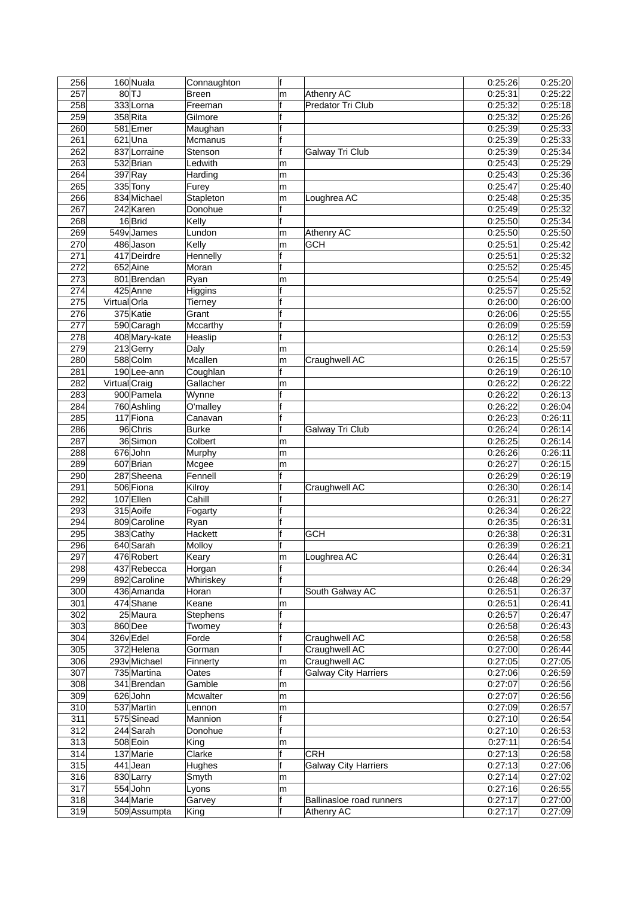| 256 | 160 | Nuala | Connaughton | f | | 0:25:26 | 0:25:20 |
|---|---|---|---|---|---|---|---|
| 257 | 80 | TJ | Breen | m | Athenry AC | 0:25:31 | 0:25:22 |
| 258 | 333 | Lorna | Freeman | f | Predator Tri Club | 0:25:32 | 0:25:18 |
| 259 | 358 | Rita | Gilmore | f | | 0:25:32 | 0:25:26 |
| 260 | 581 | Emer | Maughan | f | | 0:25:39 | 0:25:33 |
| 261 | 621 | Una | Mcmanus | f | | 0:25:39 | 0:25:33 |
| 262 | 837 | Lorraine | Stenson | f | Galway Tri Club | 0:25:39 | 0:25:34 |
| 263 | 532 | Brian | Ledwith | m | | 0:25:43 | 0:25:29 |
| 264 | 397 | Ray | Harding | m | | 0:25:43 | 0:25:36 |
| 265 | 335 | Tony | Furey | m | | 0:25:47 | 0:25:40 |
| 266 | 834 | Michael | Stapleton | m | Loughrea AC | 0:25:48 | 0:25:35 |
| 267 | 242 | Karen | Donohue | f | | 0:25:49 | 0:25:32 |
| 268 | 16 | Brid | Kelly | f | | 0:25:50 | 0:25:34 |
| 269 | 549v | James | Lundon | m | Athenry AC | 0:25:50 | 0:25:50 |
| 270 | 486 | Jason | Kelly | m | GCH | 0:25:51 | 0:25:42 |
| 271 | 417 | Deirdre | Hennelly | f | | 0:25:51 | 0:25:32 |
| 272 | 652 | Aine | Moran | f | | 0:25:52 | 0:25:45 |
| 273 | 801 | Brendan | Ryan | m | | 0:25:54 | 0:25:49 |
| 274 | 425 | Anne | Higgins | f | | 0:25:57 | 0:25:52 |
| 275 | Virtual | Orla | Tierney | f | | 0:26:00 | 0:26:00 |
| 276 | 375 | Katie | Grant | f | | 0:26:06 | 0:25:55 |
| 277 | 590 | Caragh | Mccarthy | f | | 0:26:09 | 0:25:59 |
| 278 | 408 | Mary-kate | Heaslip | f | | 0:26:12 | 0:25:53 |
| 279 | 213 | Gerry | Daly | m | | 0:26:14 | 0:25:59 |
| 280 | 588 | Colm | Mcallen | m | Craughwell AC | 0:26:15 | 0:25:57 |
| 281 | 190 | Lee-ann | Coughlan | f | | 0:26:19 | 0:26:10 |
| 282 | Virtual | Craig | Gallacher | m | | 0:26:22 | 0:26:22 |
| 283 | 900 | Pamela | Wynne | f | | 0:26:22 | 0:26:13 |
| 284 | 760 | Ashling | O'malley | f | | 0:26:22 | 0:26:04 |
| 285 | 117 | Fiona | Canavan | f | | 0:26:23 | 0:26:11 |
| 286 | 96 | Chris | Burke | f | Galway Tri Club | 0:26:24 | 0:26:14 |
| 287 | 36 | Simon | Colbert | m | | 0:26:25 | 0:26:14 |
| 288 | 676 | John | Murphy | m | | 0:26:26 | 0:26:11 |
| 289 | 607 | Brian | Mcgee | m | | 0:26:27 | 0:26:15 |
| 290 | 287 | Sheena | Fennell | f | | 0:26:29 | 0:26:19 |
| 291 | 506 | Fiona | Kilroy | f | Craughwell AC | 0:26:30 | 0:26:14 |
| 292 | 107 | Ellen | Cahill | f | | 0:26:31 | 0:26:27 |
| 293 | 315 | Aoife | Fogarty | f | | 0:26:34 | 0:26:22 |
| 294 | 809 | Caroline | Ryan | f | | 0:26:35 | 0:26:31 |
| 295 | 383 | Cathy | Hackett | f | GCH | 0:26:38 | 0:26:31 |
| 296 | 640 | Sarah | Molloy | f | | 0:26:39 | 0:26:21 |
| 297 | 476 | Robert | Keary | m | Loughrea AC | 0:26:44 | 0:26:31 |
| 298 | 437 | Rebecca | Horgan | f | | 0:26:44 | 0:26:34 |
| 299 | 892 | Caroline | Whiriskey | f | | 0:26:48 | 0:26:29 |
| 300 | 436 | Amanda | Horan | f | South Galway AC | 0:26:51 | 0:26:37 |
| 301 | 474 | Shane | Keane | m | | 0:26:51 | 0:26:41 |
| 302 | 25 | Maura | Stephens | f | | 0:26:57 | 0:26:47 |
| 303 | 860 | Dee | Twomey | f | | 0:26:58 | 0:26:43 |
| 304 | 326v | Edel | Forde | f | Craughwell AC | 0:26:58 | 0:26:58 |
| 305 | 372 | Helena | Gorman | f | Craughwell AC | 0:27:00 | 0:26:44 |
| 306 | 293v | Michael | Finnerty | m | Craughwell AC | 0:27:05 | 0:27:05 |
| 307 | 735 | Martina | Oates | f | Galway City Harriers | 0:27:06 | 0:26:59 |
| 308 | 341 | Brendan | Gamble | m | | 0:27:07 | 0:26:56 |
| 309 | 626 | John | Mcwalter | m | | 0:27:07 | 0:26:56 |
| 310 | 537 | Martin | Lennon | m | | 0:27:09 | 0:26:57 |
| 311 | 575 | Sinead | Mannion | f | | 0:27:10 | 0:26:54 |
| 312 | 244 | Sarah | Donohue | f | | 0:27:10 | 0:26:53 |
| 313 | 508 | Eoin | King | m | | 0:27:11 | 0:26:54 |
| 314 | 137 | Marie | Clarke | f | CRH | 0:27:13 | 0:26:58 |
| 315 | 441 | Jean | Hughes | f | Galway City Harriers | 0:27:13 | 0:27:06 |
| 316 | 830 | Larry | Smyth | m | | 0:27:14 | 0:27:02 |
| 317 | 554 | John | Lyons | m | | 0:27:16 | 0:26:55 |
| 318 | 344 | Marie | Garvey | f | Ballinasloe road runners | 0:27:17 | 0:27:00 |
| 319 | 509 | Assumpta | King | f | Athenry AC | 0:27:17 | 0:27:09 |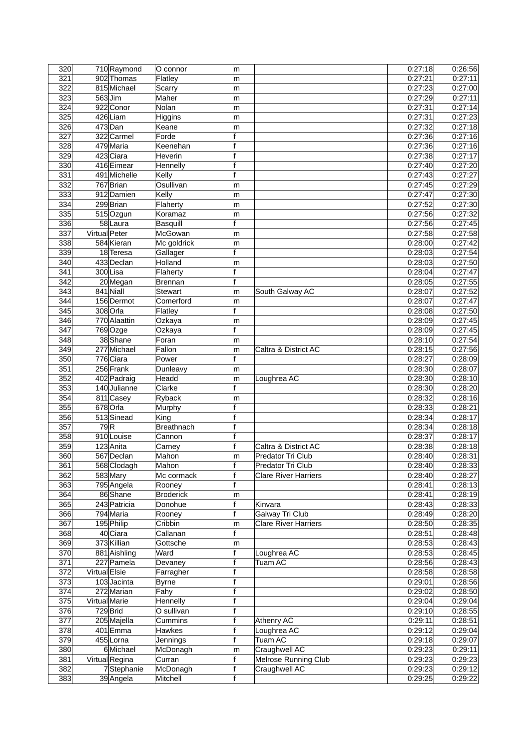| 320 | 710 | Raymond | O connor | m | | 0:27:18 | 0:26:56 |
|---|---|---|---|---|---|---|---|
| 321 | 902 | Thomas | Flatley | m | | 0:27:21 | 0:27:11 |
| 322 | 815 | Michael | Scarry | m | | 0:27:23 | 0:27:00 |
| 323 | 563 | Jim | Maher | m | | 0:27:29 | 0:27:11 |
| 324 | 922 | Conor | Nolan | m | | 0:27:31 | 0:27:14 |
| 325 | 426 | Liam | Higgins | m | | 0:27:31 | 0:27:23 |
| 326 | 473 | Dan | Keane | m | | 0:27:32 | 0:27:18 |
| 327 | 322 | Carmel | Forde | f | | 0:27:36 | 0:27:16 |
| 328 | 479 | Maria | Keenehan | f | | 0:27:36 | 0:27:16 |
| 329 | 423 | Ciara | Heverin | f | | 0:27:38 | 0:27:17 |
| 330 | 416 | Eimear | Hennelly | f | | 0:27:40 | 0:27:20 |
| 331 | 491 | Michelle | Kelly | f | | 0:27:43 | 0:27:27 |
| 332 | 767 | Brian | Osullivan | m | | 0:27:45 | 0:27:29 |
| 333 | 912 | Damien | Kelly | m | | 0:27:47 | 0:27:30 |
| 334 | 299 | Brian | Flaherty | m | | 0:27:52 | 0:27:30 |
| 335 | 515 | Ozgun | Koramaz | m | | 0:27:56 | 0:27:32 |
| 336 | 58 | Laura | Basquill | f | | 0:27:56 | 0:27:45 |
| 337 | Virtual | Peter | McGowan | m | | 0:27:58 | 0:27:58 |
| 338 | 584 | Kieran | Mc goldrick | m | | 0:28:00 | 0:27:42 |
| 339 | 18 | Teresa | Gallager | f | | 0:28:03 | 0:27:54 |
| 340 | 433 | Declan | Holland | m | | 0:28:03 | 0:27:50 |
| 341 | 300 | Lisa | Flaherty | f | | 0:28:04 | 0:27:47 |
| 342 | 20 | Megan | Brennan | f | | 0:28:05 | 0:27:55 |
| 343 | 841 | Niall | Stewart | m | South Galway AC | 0:28:07 | 0:27:52 |
| 344 | 156 | Dermot | Comerford | m | | 0:28:07 | 0:27:47 |
| 345 | 308 | Orla | Flatley | f | | 0:28:08 | 0:27:50 |
| 346 | 770 | Alaattin | Ozkaya | m | | 0:28:09 | 0:27:45 |
| 347 | 769 | Ozge | Ozkaya | f | | 0:28:09 | 0:27:45 |
| 348 | 38 | Shane | Foran | m | | 0:28:10 | 0:27:54 |
| 349 | 277 | Michael | Fallon | m | Caltra & District AC | 0:28:15 | 0:27:56 |
| 350 | 776 | Ciara | Power | f | | 0:28:27 | 0:28:09 |
| 351 | 256 | Frank | Dunleavy | m | | 0:28:30 | 0:28:07 |
| 352 | 402 | Padraig | Headd | m | Loughrea AC | 0:28:30 | 0:28:10 |
| 353 | 140 | Julianne | Clarke | f | | 0:28:30 | 0:28:20 |
| 354 | 811 | Casey | Ryback | m | | 0:28:32 | 0:28:16 |
| 355 | 678 | Orla | Murphy | f | | 0:28:33 | 0:28:21 |
| 356 | 513 | Sinead | King | f | | 0:28:34 | 0:28:17 |
| 357 | 79 | R | Breathnach | f | | 0:28:34 | 0:28:18 |
| 358 | 910 | Louise | Cannon | f | | 0:28:37 | 0:28:17 |
| 359 | 123 | Anita | Carney | f | Caltra & District AC | 0:28:38 | 0:28:18 |
| 360 | 567 | Declan | Mahon | m | Predator Tri Club | 0:28:40 | 0:28:31 |
| 361 | 568 | Clodagh | Mahon | f | Predator Tri Club | 0:28:40 | 0:28:33 |
| 362 | 583 | Mary | Mc cormack | f | Clare River Harriers | 0:28:40 | 0:28:27 |
| 363 | 795 | Angela | Rooney | f | | 0:28:41 | 0:28:13 |
| 364 | 86 | Shane | Broderick | m | | 0:28:41 | 0:28:19 |
| 365 | 243 | Patricia | Donohue | f | Kinvara | 0:28:43 | 0:28:33 |
| 366 | 794 | Maria | Rooney | f | Galway Tri Club | 0:28:49 | 0:28:20 |
| 367 | 195 | Philip | Cribbin | m | Clare River Harriers | 0:28:50 | 0:28:35 |
| 368 | 40 | Ciara | Callanan | f | | 0:28:51 | 0:28:48 |
| 369 | 373 | Killian | Gottsche | m | | 0:28:53 | 0:28:43 |
| 370 | 881 | Aishling | Ward | f | Loughrea AC | 0:28:53 | 0:28:45 |
| 371 | 227 | Pamela | Devaney | f | Tuam AC | 0:28:56 | 0:28:43 |
| 372 | Virtual | Elsie | Farragher | f | | 0:28:58 | 0:28:58 |
| 373 | 103 | Jacinta | Byrne | f | | 0:29:01 | 0:28:56 |
| 374 | 272 | Marian | Fahy | f | | 0:29:02 | 0:28:50 |
| 375 | Virtual | Marie | Hennelly | f | | 0:29:04 | 0:29:04 |
| 376 | 729 | Brid | O sullivan | f | | 0:29:10 | 0:28:55 |
| 377 | 205 | Majella | Cummins | f | Athenry AC | 0:29:11 | 0:28:51 |
| 378 | 401 | Emma | Hawkes | f | Loughrea AC | 0:29:12 | 0:29:04 |
| 379 | 455 | Lorna | Jennings | f | Tuam AC | 0:29:18 | 0:29:07 |
| 380 | 6 | Michael | McDonagh | m | Craughwell AC | 0:29:23 | 0:29:11 |
| 381 | Virtual | Regina | Curran | f | Melrose Running Club | 0:29:23 | 0:29:23 |
| 382 | 7 | Stephanie | McDonagh | f | Craughwell AC | 0:29:23 | 0:29:12 |
| 383 | 39 | Angela | Mitchell | f | | 0:29:25 | 0:29:22 |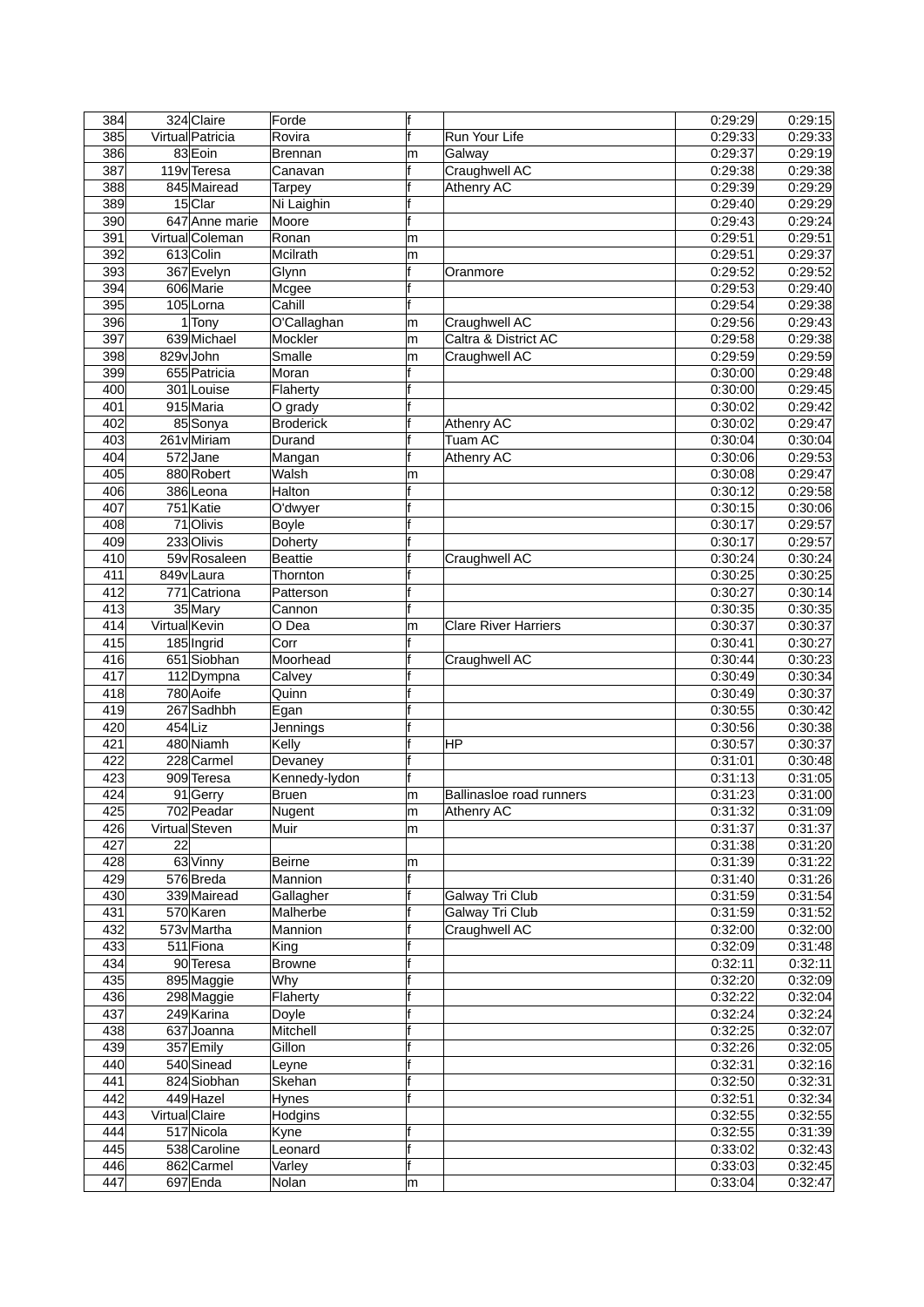| | | | | | | | |
|---|---|---|---|---|---|---|---|
| 384 | 324 | Claire | Forde | f | | 0:29:29 | 0:29:15 |
| 385 | Virtual | Patricia | Rovira | f | Run Your Life | 0:29:33 | 0:29:33 |
| 386 | 83 | Eoin | Brennan | m | Galway | 0:29:37 | 0:29:19 |
| 387 | 119v | Teresa | Canavan | f | Craughwell AC | 0:29:38 | 0:29:38 |
| 388 | 845 | Mairead | Tarpey | f | Athenry AC | 0:29:39 | 0:29:29 |
| 389 | 15 | Clar | Ni Laighin | f | | 0:29:40 | 0:29:29 |
| 390 | 647 | Anne marie | Moore | f | | 0:29:43 | 0:29:24 |
| 391 | Virtual | Coleman | Ronan | m | | 0:29:51 | 0:29:51 |
| 392 | 613 | Colin | Mcilrath | m | | 0:29:51 | 0:29:37 |
| 393 | 367 | Evelyn | Glynn | f | Oranmore | 0:29:52 | 0:29:52 |
| 394 | 606 | Marie | Mcgee | f | | 0:29:53 | 0:29:40 |
| 395 | 105 | Lorna | Cahill | f | | 0:29:54 | 0:29:38 |
| 396 | 1 | Tony | O'Callaghan | m | Craughwell AC | 0:29:56 | 0:29:43 |
| 397 | 639 | Michael | Mockler | m | Caltra & District AC | 0:29:58 | 0:29:38 |
| 398 | 829v | John | Smalle | m | Craughwell AC | 0:29:59 | 0:29:59 |
| 399 | 655 | Patricia | Moran | f | | 0:30:00 | 0:29:48 |
| 400 | 301 | Louise | Flaherty | f | | 0:30:00 | 0:29:45 |
| 401 | 915 | Maria | O grady | f | | 0:30:02 | 0:29:42 |
| 402 | 85 | Sonya | Broderick | f | Athenry AC | 0:30:02 | 0:29:47 |
| 403 | 261v | Miriam | Durand | f | Tuam AC | 0:30:04 | 0:30:04 |
| 404 | 572 | Jane | Mangan | f | Athenry AC | 0:30:06 | 0:29:53 |
| 405 | 880 | Robert | Walsh | m | | 0:30:08 | 0:29:47 |
| 406 | 386 | Leona | Halton | f | | 0:30:12 | 0:29:58 |
| 407 | 751 | Katie | O'dwyer | f | | 0:30:15 | 0:30:06 |
| 408 | 71 | Olivis | Boyle | f | | 0:30:17 | 0:29:57 |
| 409 | 233 | Olivis | Doherty | f | | 0:30:17 | 0:29:57 |
| 410 | 59v | Rosaleen | Beattie | f | Craughwell AC | 0:30:24 | 0:30:24 |
| 411 | 849v | Laura | Thornton | f | | 0:30:25 | 0:30:25 |
| 412 | 771 | Catriona | Patterson | f | | 0:30:27 | 0:30:14 |
| 413 | 35 | Mary | Cannon | f | | 0:30:35 | 0:30:35 |
| 414 | Virtual | Kevin | O Dea | m | Clare River Harriers | 0:30:37 | 0:30:37 |
| 415 | 185 | Ingrid | Corr | f | | 0:30:41 | 0:30:27 |
| 416 | 651 | Siobhan | Moorhead | f | Craughwell AC | 0:30:44 | 0:30:23 |
| 417 | 112 | Dympna | Calvey | f | | 0:30:49 | 0:30:34 |
| 418 | 780 | Aoife | Quinn | f | | 0:30:49 | 0:30:37 |
| 419 | 267 | Sadhbh | Egan | f | | 0:30:55 | 0:30:42 |
| 420 | 454 | Liz | Jennings | f | | 0:30:56 | 0:30:38 |
| 421 | 480 | Niamh | Kelly | f | HP | 0:30:57 | 0:30:37 |
| 422 | 228 | Carmel | Devaney | f | | 0:31:01 | 0:30:48 |
| 423 | 909 | Teresa | Kennedy-lydon | f | | 0:31:13 | 0:31:05 |
| 424 | 91 | Gerry | Bruen | m | Ballinasloe road runners | 0:31:23 | 0:31:00 |
| 425 | 702 | Peadar | Nugent | m | Athenry AC | 0:31:32 | 0:31:09 |
| 426 | Virtual | Steven | Muir | m | | 0:31:37 | 0:31:37 |
| 427 | 22 | | | | | 0:31:38 | 0:31:20 |
| 428 | 63 | Vinny | Beirne | m | | 0:31:39 | 0:31:22 |
| 429 | 576 | Breda | Mannion | f | | 0:31:40 | 0:31:26 |
| 430 | 339 | Mairead | Gallagher | f | Galway Tri Club | 0:31:59 | 0:31:54 |
| 431 | 570 | Karen | Malherbe | f | Galway Tri Club | 0:31:59 | 0:31:52 |
| 432 | 573v | Martha | Mannion | f | Craughwell AC | 0:32:00 | 0:32:00 |
| 433 | 511 | Fiona | King | f | | 0:32:09 | 0:31:48 |
| 434 | 90 | Teresa | Browne | f | | 0:32:11 | 0:32:11 |
| 435 | 895 | Maggie | Why | f | | 0:32:20 | 0:32:09 |
| 436 | 298 | Maggie | Flaherty | f | | 0:32:22 | 0:32:04 |
| 437 | 249 | Karina | Doyle | f | | 0:32:24 | 0:32:24 |
| 438 | 637 | Joanna | Mitchell | f | | 0:32:25 | 0:32:07 |
| 439 | 357 | Emily | Gillon | f | | 0:32:26 | 0:32:05 |
| 440 | 540 | Sinead | Leyne | f | | 0:32:31 | 0:32:16 |
| 441 | 824 | Siobhan | Skehan | f | | 0:32:50 | 0:32:31 |
| 442 | 449 | Hazel | Hynes | f | | 0:32:51 | 0:32:34 |
| 443 | Virtual | Claire | Hodgins | | | 0:32:55 | 0:32:55 |
| 444 | 517 | Nicola | Kyne | f | | 0:32:55 | 0:31:39 |
| 445 | 538 | Caroline | Leonard | f | | 0:33:02 | 0:32:43 |
| 446 | 862 | Carmel | Varley | f | | 0:33:03 | 0:32:45 |
| 447 | 697 | Enda | Nolan | m | | 0:33:04 | 0:32:47 |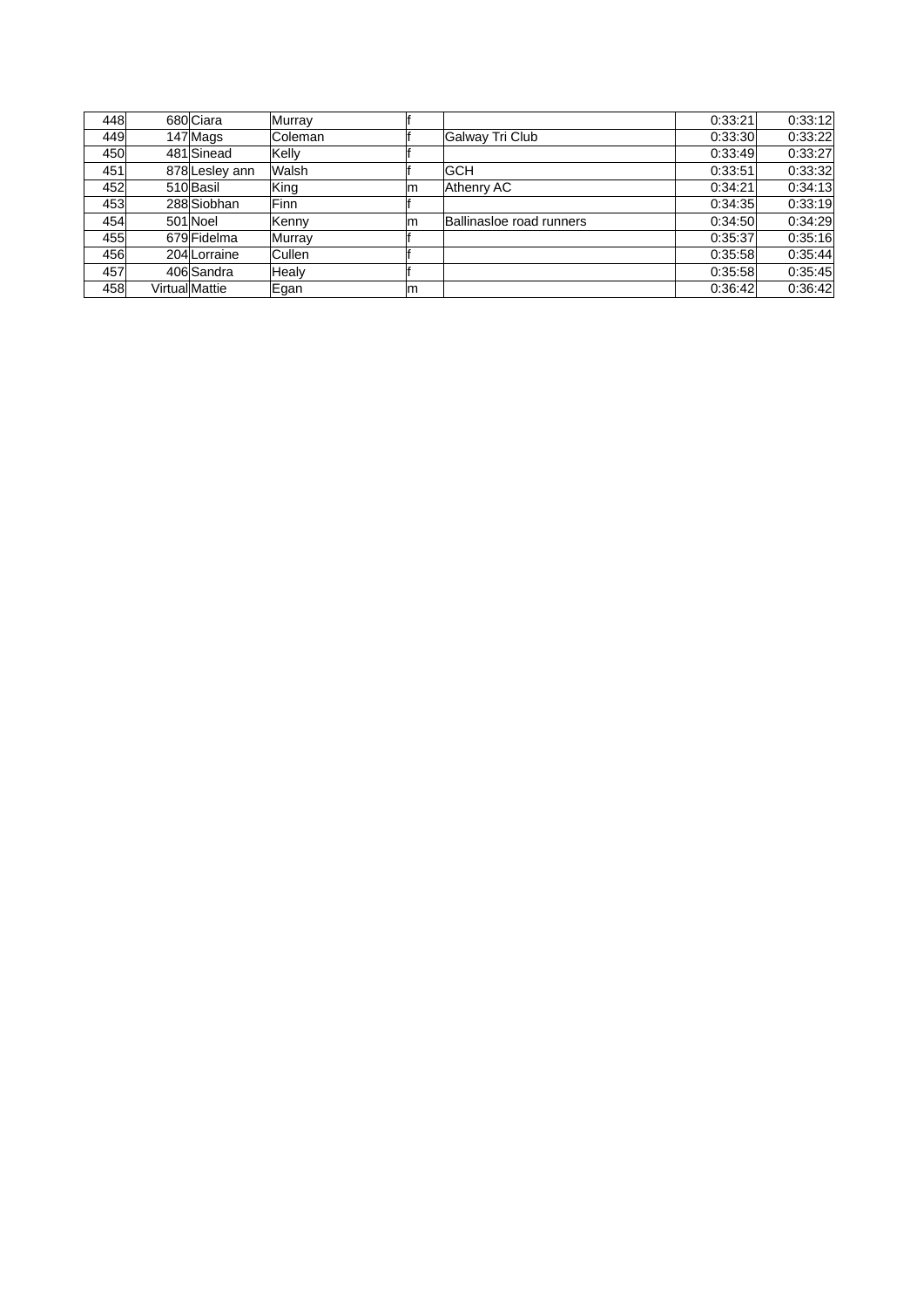| | | | | | | | |
|---|---|---|---|---|---|---|---|
| 448 | 680 | Ciara | Murray | f | | 0:33:21 | 0:33:12 |
| 449 | 147 | Mags | Coleman | f | Galway Tri Club | 0:33:30 | 0:33:22 |
| 450 | 481 | Sinead | Kelly | f | | 0:33:49 | 0:33:27 |
| 451 | 878 | Lesley ann | Walsh | f | GCH | 0:33:51 | 0:33:32 |
| 452 | 510 | Basil | King | m | Athenry AC | 0:34:21 | 0:34:13 |
| 453 | 288 | Siobhan | Finn | f | | 0:34:35 | 0:33:19 |
| 454 | 501 | Noel | Kenny | m | Ballinasloe road runners | 0:34:50 | 0:34:29 |
| 455 | 679 | Fidelma | Murray | f | | 0:35:37 | 0:35:16 |
| 456 | 204 | Lorraine | Cullen | f | | 0:35:58 | 0:35:44 |
| 457 | 406 | Sandra | Healy | f | | 0:35:58 | 0:35:45 |
| 458 | Virtual | Mattie | Egan | m | | 0:36:42 | 0:36:42 |